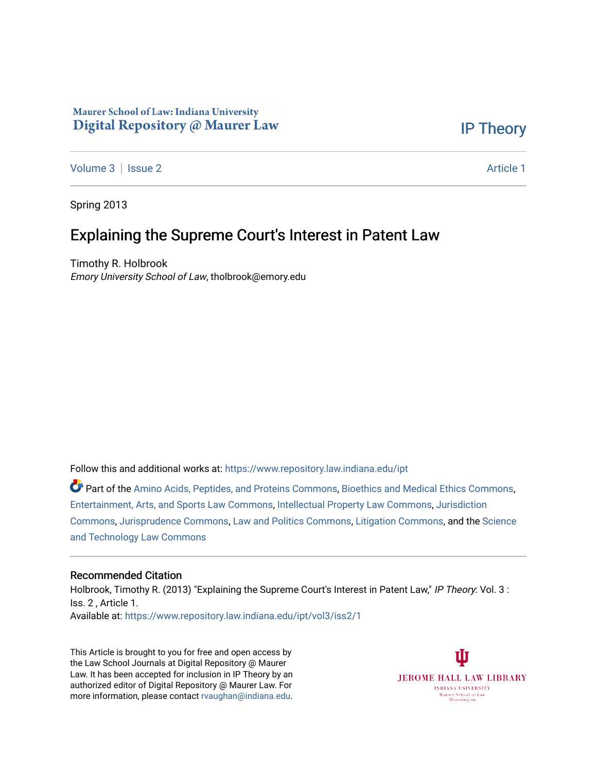Maurer School of Law: Indiana University
Digital Repository @ Maurer Law

IP Theory

Volume 3 | Issue 2 — Article 1

Spring 2013

# Explaining the Supreme Court's Interest in Patent Law

Timothy R. Holbrook
*Emory University School of Law*, tholbrook@emory.edu

Follow this and additional works at: https://www.repository.law.indiana.edu/ipt

Part of the Amino Acids, Peptides, and Proteins Commons, Bioethics and Medical Ethics Commons, Entertainment, Arts, and Sports Law Commons, Intellectual Property Law Commons, Jurisdiction Commons, Jurisprudence Commons, Law and Politics Commons, Litigation Commons, and the Science and Technology Law Commons

## Recommended Citation

Holbrook, Timothy R. (2013) "Explaining the Supreme Court's Interest in Patent Law," *IP Theory*: Vol. 3 : Iss. 2 , Article 1.
Available at: https://www.repository.law.indiana.edu/ipt/vol3/iss2/1

This Article is brought to you for free and open access by the Law School Journals at Digital Repository @ Maurer Law. It has been accepted for inclusion in IP Theory by an authorized editor of Digital Repository @ Maurer Law. For more information, please contact rvaughan@indiana.edu.

JEROME HALL LAW LIBRARY
INDIANA UNIVERSITY
Maurer School of Law
Bloomington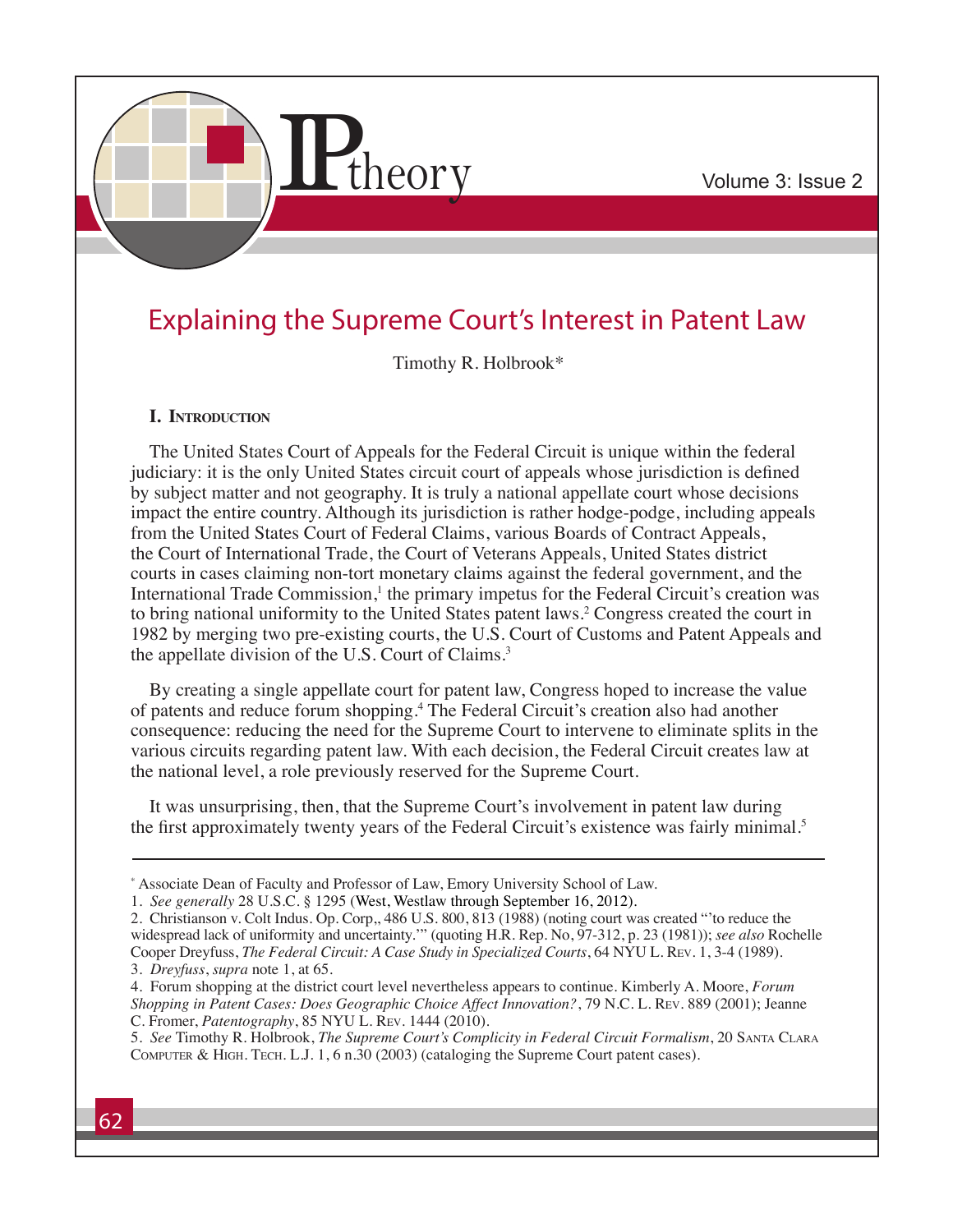# Explaining the Supreme Court's Interest in Patent Law

Timothy R. Holbrook*

## I. Introduction

The United States Court of Appeals for the Federal Circuit is unique within the federal judiciary: it is the only United States circuit court of appeals whose jurisdiction is defined by subject matter and not geography. It is truly a national appellate court whose decisions impact the entire country. Although its jurisdiction is rather hodge-podge, including appeals from the United States Court of Federal Claims, various Boards of Contract Appeals, the Court of International Trade, the Court of Veterans Appeals, United States district courts in cases claiming non-tort monetary claims against the federal government, and the International Trade Commission,[1] the primary impetus for the Federal Circuit's creation was to bring national uniformity to the United States patent laws.[2] Congress created the court in 1982 by merging two pre-existing courts, the U.S. Court of Customs and Patent Appeals and the appellate division of the U.S. Court of Claims.[3]

By creating a single appellate court for patent law, Congress hoped to increase the value of patents and reduce forum shopping.[4] The Federal Circuit's creation also had another consequence: reducing the need for the Supreme Court to intervene to eliminate splits in the various circuits regarding patent law. With each decision, the Federal Circuit creates law at the national level, a role previously reserved for the Supreme Court.

It was unsurprising, then, that the Supreme Court's involvement in patent law during the first approximately twenty years of the Federal Circuit's existence was fairly minimal.[5]

---

* Associate Dean of Faculty and Professor of Law, Emory University School of Law.

1. *See generally* 28 U.S.C. § 1295 (West, Westlaw through September 16, 2012).

2. Christianson v. Colt Indus. Op. Corp,, 486 U.S. 800, 813 (1988) (noting court was created "'to reduce the widespread lack of uniformity and uncertainty.'" (quoting H.R. Rep. No, 97-312, p. 23 (1981)); *see also* Rochelle Cooper Dreyfuss, *The Federal Circuit: A Case Study in Specialized Courts*, 64 NYU L. Rev. 1, 3-4 (1989).

3. *Dreyfuss*, *supra* note 1, at 65.

4. Forum shopping at the district court level nevertheless appears to continue. Kimberly A. Moore, *Forum Shopping in Patent Cases: Does Geographic Choice Affect Innovation?*, 79 N.C. L. Rev. 889 (2001); Jeanne C. Fromer, *Patentography*, 85 NYU L. Rev. 1444 (2010).

5. *See* Timothy R. Holbrook, *The Supreme Court's Complicity in Federal Circuit Formalism*, 20 Santa Clara Computer & High. Tech. L.J. 1, 6 n.30 (2003) (cataloging the Supreme Court patent cases).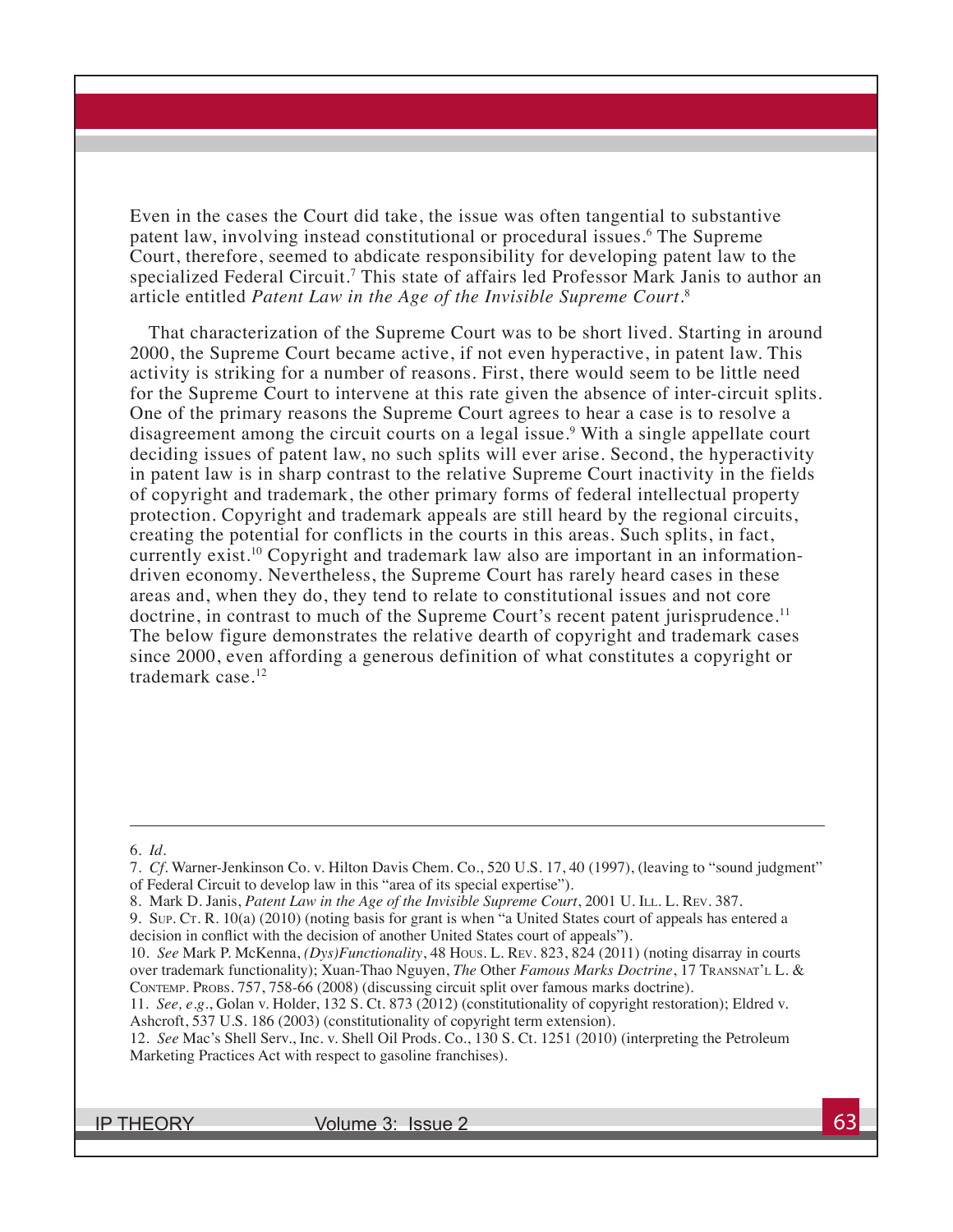Even in the cases the Court did take, the issue was often tangential to substantive patent law, involving instead constitutional or procedural issues.[6] The Supreme Court, therefore, seemed to abdicate responsibility for developing patent law to the specialized Federal Circuit.[7] This state of affairs led Professor Mark Janis to author an article entitled *Patent Law in the Age of the Invisible Supreme Court*.[8]

That characterization of the Supreme Court was to be short lived. Starting in around 2000, the Supreme Court became active, if not even hyperactive, in patent law. This activity is striking for a number of reasons. First, there would seem to be little need for the Supreme Court to intervene at this rate given the absence of inter-circuit splits. One of the primary reasons the Supreme Court agrees to hear a case is to resolve a disagreement among the circuit courts on a legal issue.[9] With a single appellate court deciding issues of patent law, no such splits will ever arise. Second, the hyperactivity in patent law is in sharp contrast to the relative Supreme Court inactivity in the fields of copyright and trademark, the other primary forms of federal intellectual property protection. Copyright and trademark appeals are still heard by the regional circuits, creating the potential for conflicts in the courts in this areas. Such splits, in fact, currently exist.[10] Copyright and trademark law also are important in an information-driven economy. Nevertheless, the Supreme Court has rarely heard cases in these areas and, when they do, they tend to relate to constitutional issues and not core doctrine, in contrast to much of the Supreme Court's recent patent jurisprudence.[11] The below figure demonstrates the relative dearth of copyright and trademark cases since 2000, even affording a generous definition of what constitutes a copyright or trademark case.[12]

---

6. *Id.*

7. *Cf*. Warner-Jenkinson Co. v. Hilton Davis Chem. Co., 520 U.S. 17, 40 (1997), (leaving to "sound judgment" of Federal Circuit to develop law in this "area of its special expertise").

8. Mark D. Janis, *Patent Law in the Age of the Invisible Supreme Court*, 2001 U. Ill. L. Rev. 387.

9. Sup. Ct. R. 10(a) (2010) (noting basis for grant is when "a United States court of appeals has entered a decision in conflict with the decision of another United States court of appeals").

10. *See* Mark P. McKenna, *(Dys)Functionality*, 48 Hous. L. Rev. 823, 824 (2011) (noting disarray in courts over trademark functionality); Xuan-Thao Nguyen, *The* Other *Famous Marks Doctrine*, 17 Transnat'l L. & Contemp. Probs. 757, 758-66 (2008) (discussing circuit split over famous marks doctrine).

11. *See, e.g.*, Golan v. Holder, 132 S. Ct. 873 (2012) (constitutionality of copyright restoration); Eldred v. Ashcroft, 537 U.S. 186 (2003) (constitutionality of copyright term extension).

12. *See* Mac's Shell Serv., Inc. v. Shell Oil Prods. Co., 130 S. Ct. 1251 (2010) (interpreting the Petroleum Marketing Practices Act with respect to gasoline franchises).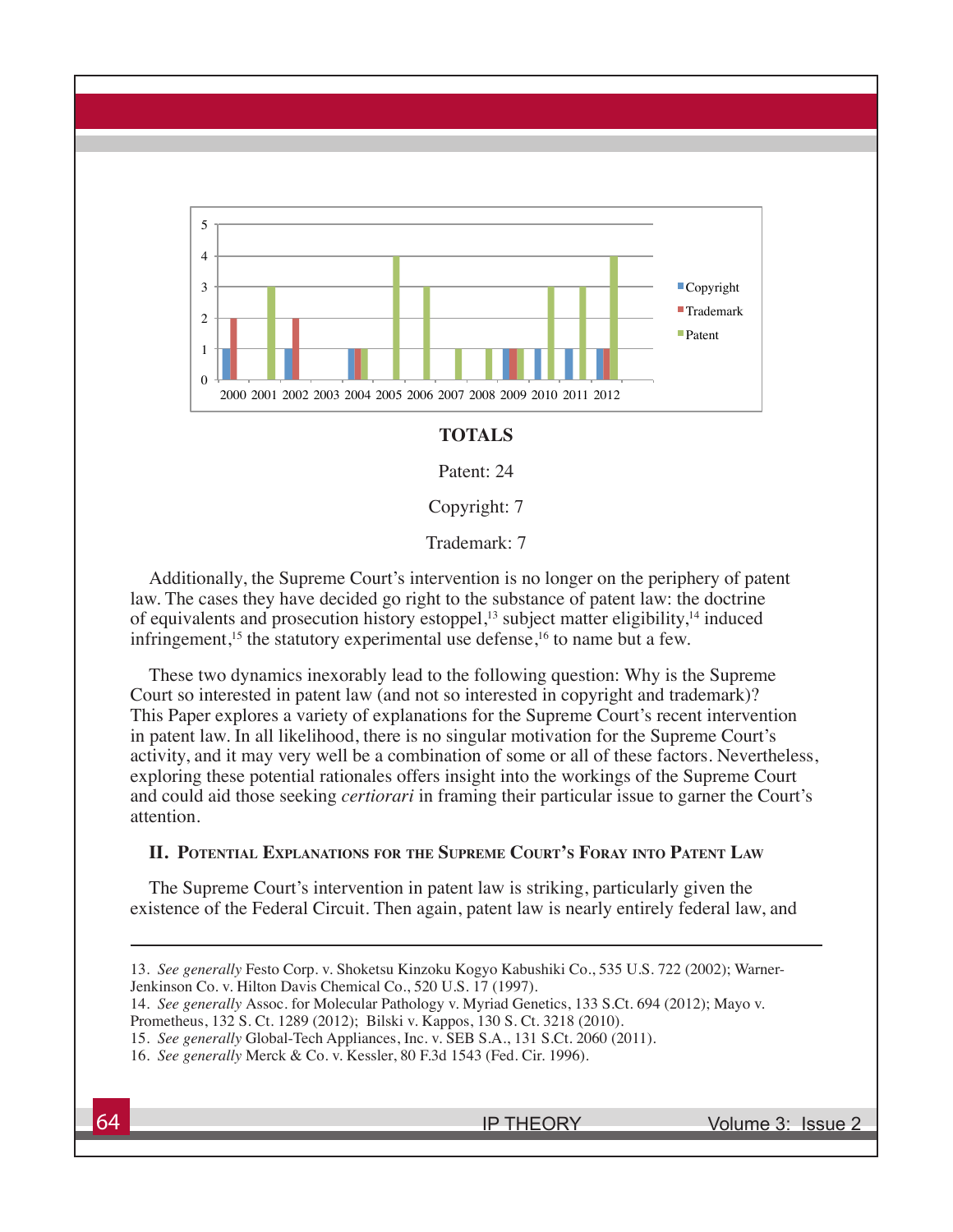**TOTALS**

Patent: 24

Copyright: 7

Trademark: 7

Additionally, the Supreme Court's intervention is no longer on the periphery of patent law. The cases they have decided go right to the substance of patent law: the doctrine of equivalents and prosecution history estoppel,[13] subject matter eligibility,[14] induced infringement,[15] the statutory experimental use defense,[16] to name but a few.

These two dynamics inexorably lead to the following question: Why is the Supreme Court so interested in patent law (and not so interested in copyright and trademark)? This Paper explores a variety of explanations for the Supreme Court's recent intervention in patent law. In all likelihood, there is no singular motivation for the Supreme Court's activity, and it may very well be a combination of some or all of these factors. Nevertheless, exploring these potential rationales offers insight into the workings of the Supreme Court and could aid those seeking *certiorari* in framing their particular issue to garner the Court's attention.

## II. Potential Explanations for the Supreme Court's Foray into Patent Law

The Supreme Court's intervention in patent law is striking, particularly given the existence of the Federal Circuit. Then again, patent law is nearly entirely federal law, and

---

13. *See generally* Festo Corp. v. Shoketsu Kinzoku Kogyo Kabushiki Co., 535 U.S. 722 (2002); Warner-Jenkinson Co. v. Hilton Davis Chemical Co., 520 U.S. 17 (1997).
14. *See generally* Assoc. for Molecular Pathology v. Myriad Genetics, 133 S.Ct. 694 (2012); Mayo v. Prometheus, 132 S. Ct. 1289 (2012); Bilski v. Kappos, 130 S. Ct. 3218 (2010).
15. *See generally* Global-Tech Appliances, Inc. v. SEB S.A., 131 S.Ct. 2060 (2011).
16. *See generally* Merck & Co. v. Kessler, 80 F.3d 1543 (Fed. Cir. 1996).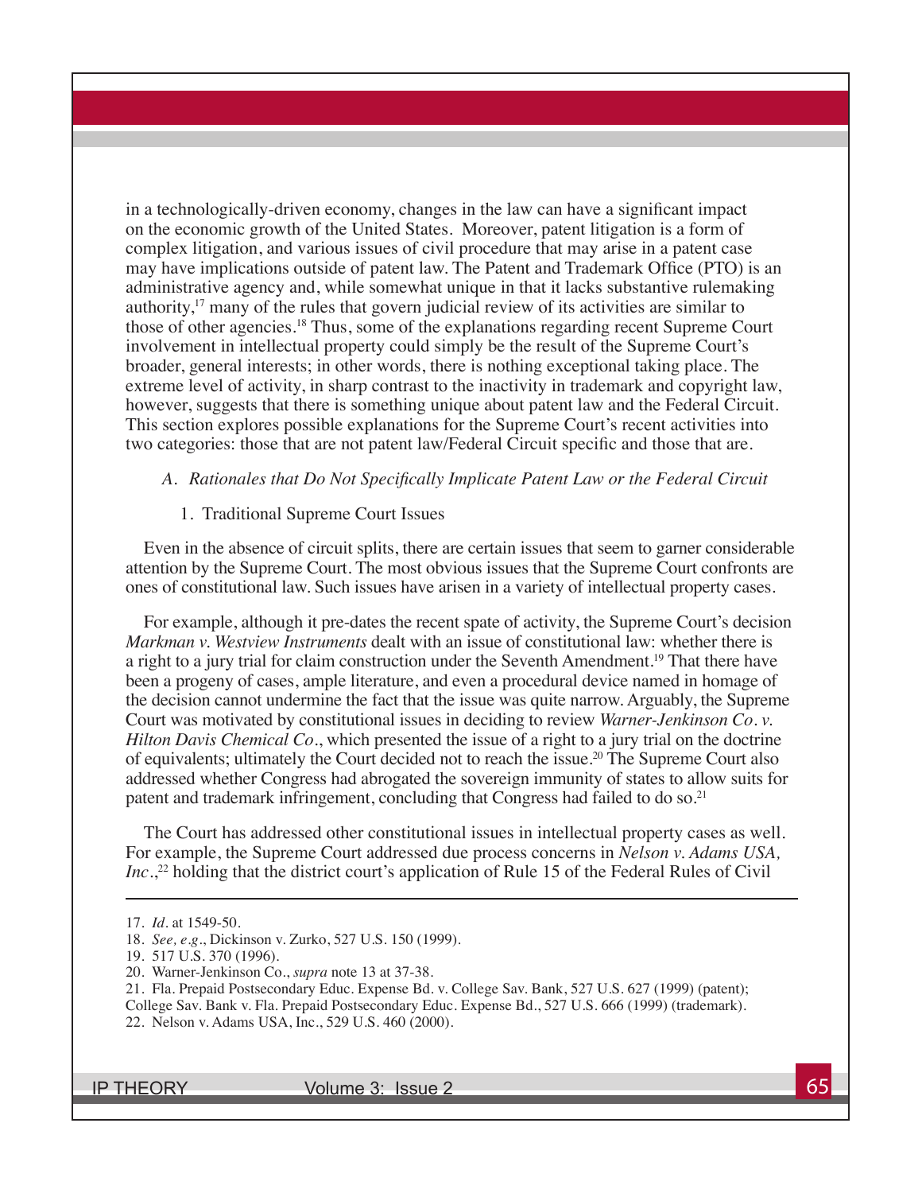in a technologically-driven economy, changes in the law can have a significant impact on the economic growth of the United States. Moreover, patent litigation is a form of complex litigation, and various issues of civil procedure that may arise in a patent case may have implications outside of patent law. The Patent and Trademark Office (PTO) is an administrative agency and, while somewhat unique in that it lacks substantive rulemaking authority,[17] many of the rules that govern judicial review of its activities are similar to those of other agencies.[18] Thus, some of the explanations regarding recent Supreme Court involvement in intellectual property could simply be the result of the Supreme Court's broader, general interests; in other words, there is nothing exceptional taking place. The extreme level of activity, in sharp contrast to the inactivity in trademark and copyright law, however, suggests that there is something unique about patent law and the Federal Circuit. This section explores possible explanations for the Supreme Court's recent activities into two categories: those that are not patent law/Federal Circuit specific and those that are.

### *A. Rationales that Do Not Specifically Implicate Patent Law or the Federal Circuit*

#### 1. Traditional Supreme Court Issues

Even in the absence of circuit splits, there are certain issues that seem to garner considerable attention by the Supreme Court. The most obvious issues that the Supreme Court confronts are ones of constitutional law. Such issues have arisen in a variety of intellectual property cases.

For example, although it pre-dates the recent spate of activity, the Supreme Court's decision *Markman v. Westview Instruments* dealt with an issue of constitutional law: whether there is a right to a jury trial for claim construction under the Seventh Amendment.[19] That there have been a progeny of cases, ample literature, and even a procedural device named in homage of the decision cannot undermine the fact that the issue was quite narrow. Arguably, the Supreme Court was motivated by constitutional issues in deciding to review *Warner-Jenkinson Co. v. Hilton Davis Chemical Co.*, which presented the issue of a right to a jury trial on the doctrine of equivalents; ultimately the Court decided not to reach the issue.[20] The Supreme Court also addressed whether Congress had abrogated the sovereign immunity of states to allow suits for patent and trademark infringement, concluding that Congress had failed to do so.[21]

The Court has addressed other constitutional issues in intellectual property cases as well. For example, the Supreme Court addressed due process concerns in *Nelson v. Adams USA, Inc.*,[22] holding that the district court's application of Rule 15 of the Federal Rules of Civil

---

17. *Id.* at 1549-50.

18. *See, e.g.*, Dickinson v. Zurko, 527 U.S. 150 (1999).

19. 517 U.S. 370 (1996).

20. Warner-Jenkinson Co., *supra* note 13 at 37-38.

21. Fla. Prepaid Postsecondary Educ. Expense Bd. v. College Sav. Bank, 527 U.S. 627 (1999) (patent); College Sav. Bank v. Fla. Prepaid Postsecondary Educ. Expense Bd., 527 U.S. 666 (1999) (trademark).

22. Nelson v. Adams USA, Inc., 529 U.S. 460 (2000).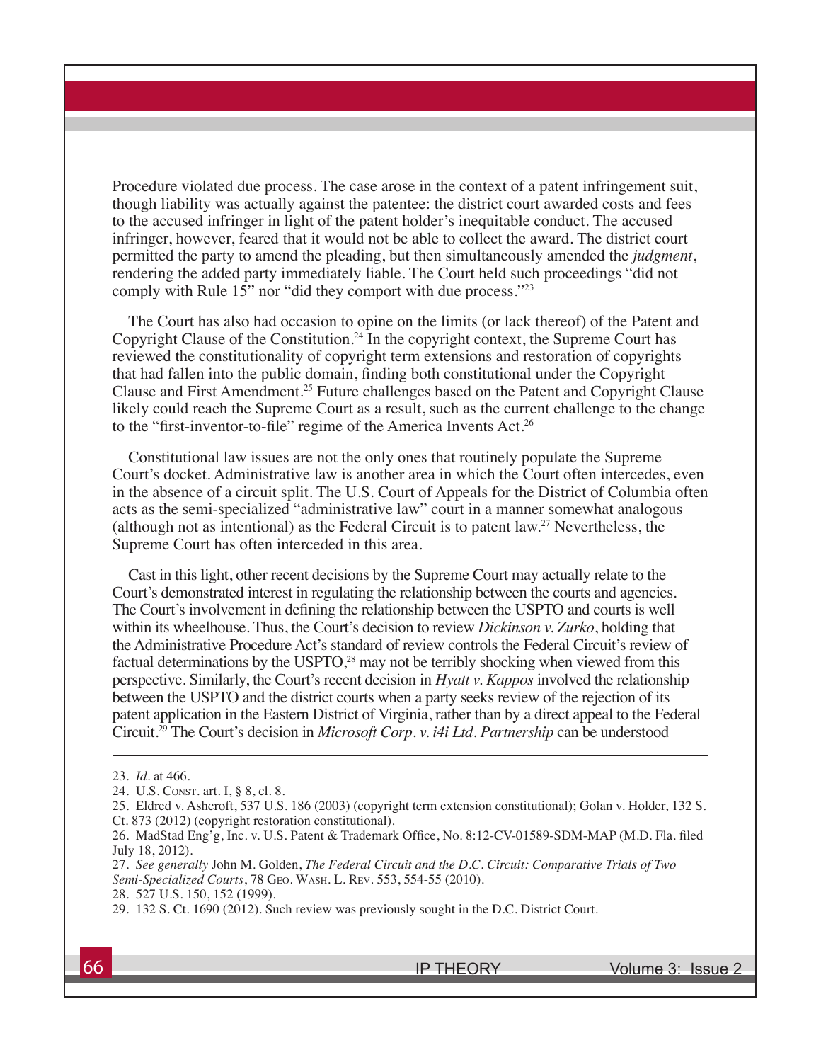Procedure violated due process. The case arose in the context of a patent infringement suit, though liability was actually against the patentee: the district court awarded costs and fees to the accused infringer in light of the patent holder's inequitable conduct. The accused infringer, however, feared that it would not be able to collect the award. The district court permitted the party to amend the pleading, but then simultaneously amended the *judgment*, rendering the added party immediately liable. The Court held such proceedings "did not comply with Rule 15" nor "did they comport with due process."[23]

The Court has also had occasion to opine on the limits (or lack thereof) of the Patent and Copyright Clause of the Constitution.[24] In the copyright context, the Supreme Court has reviewed the constitutionality of copyright term extensions and restoration of copyrights that had fallen into the public domain, finding both constitutional under the Copyright Clause and First Amendment.[25] Future challenges based on the Patent and Copyright Clause likely could reach the Supreme Court as a result, such as the current challenge to the change to the "first-inventor-to-file" regime of the America Invents Act.[26]

Constitutional law issues are not the only ones that routinely populate the Supreme Court's docket. Administrative law is another area in which the Court often intercedes, even in the absence of a circuit split. The U.S. Court of Appeals for the District of Columbia often acts as the semi-specialized "administrative law" court in a manner somewhat analogous (although not as intentional) as the Federal Circuit is to patent law.[27] Nevertheless, the Supreme Court has often interceded in this area.

Cast in this light, other recent decisions by the Supreme Court may actually relate to the Court's demonstrated interest in regulating the relationship between the courts and agencies. The Court's involvement in defining the relationship between the USPTO and courts is well within its wheelhouse. Thus, the Court's decision to review *Dickinson v. Zurko*, holding that the Administrative Procedure Act's standard of review controls the Federal Circuit's review of factual determinations by the USPTO,[28] may not be terribly shocking when viewed from this perspective. Similarly, the Court's recent decision in *Hyatt v. Kappos* involved the relationship between the USPTO and the district courts when a party seeks review of the rejection of its patent application in the Eastern District of Virginia, rather than by a direct appeal to the Federal Circuit.[29] The Court's decision in *Microsoft Corp. v. i4i Ltd. Partnership* can be understood

---

23. *Id.* at 466.
24. U.S. Const. art. I, § 8, cl. 8.
25. Eldred v. Ashcroft, 537 U.S. 186 (2003) (copyright term extension constitutional); Golan v. Holder, 132 S. Ct. 873 (2012) (copyright restoration constitutional).
26. MadStad Eng'g, Inc. v. U.S. Patent & Trademark Office, No. 8:12-CV-01589-SDM-MAP (M.D. Fla. filed July 18, 2012).
27. *See generally* John M. Golden, *The Federal Circuit and the D.C. Circuit: Comparative Trials of Two Semi-Specialized Courts*, 78 Geo. Wash. L. Rev. 553, 554-55 (2010).
28. 527 U.S. 150, 152 (1999).
29. 132 S. Ct. 1690 (2012). Such review was previously sought in the D.C. District Court.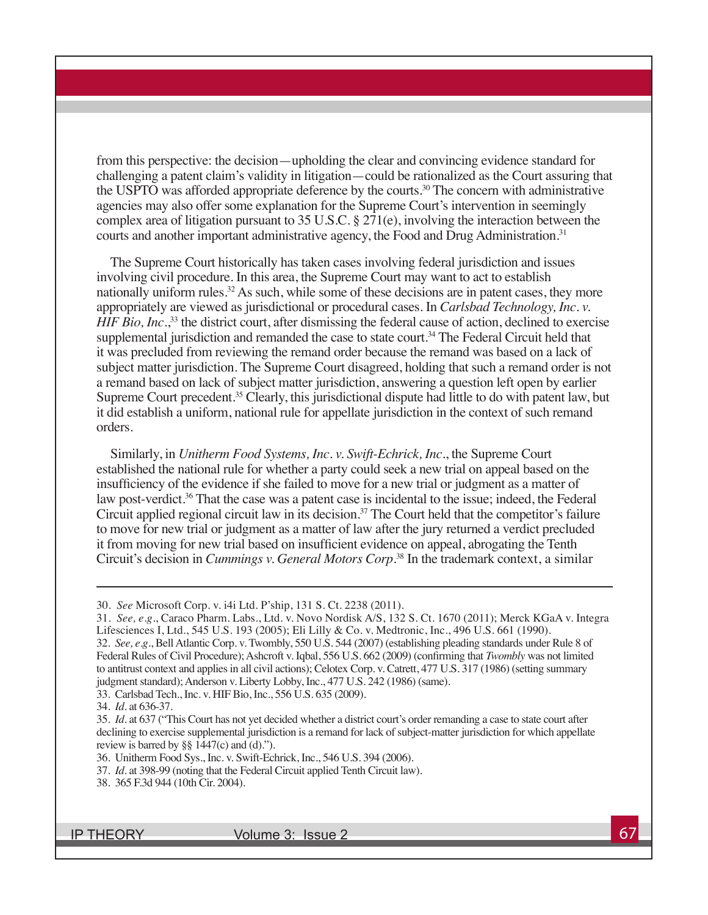from this perspective: the decision—upholding the clear and convincing evidence standard for challenging a patent claim's validity in litigation—could be rationalized as the Court assuring that the USPTO was afforded appropriate deference by the courts.[30] The concern with administrative agencies may also offer some explanation for the Supreme Court's intervention in seemingly complex area of litigation pursuant to 35 U.S.C. § 271(e), involving the interaction between the courts and another important administrative agency, the Food and Drug Administration.[31]

The Supreme Court historically has taken cases involving federal jurisdiction and issues involving civil procedure. In this area, the Supreme Court may want to act to establish nationally uniform rules.[32] As such, while some of these decisions are in patent cases, they more appropriately are viewed as jurisdictional or procedural cases. In *Carlsbad Technology, Inc. v. HIF Bio, Inc.*,[33] the district court, after dismissing the federal cause of action, declined to exercise supplemental jurisdiction and remanded the case to state court.[34] The Federal Circuit held that it was precluded from reviewing the remand order because the remand was based on a lack of subject matter jurisdiction. The Supreme Court disagreed, holding that such a remand order is not a remand based on lack of subject matter jurisdiction, answering a question left open by earlier Supreme Court precedent.[35] Clearly, this jurisdictional dispute had little to do with patent law, but it did establish a uniform, national rule for appellate jurisdiction in the context of such remand orders.

Similarly, in *Unitherm Food Systems, Inc. v. Swift-Echrick, Inc.*, the Supreme Court established the national rule for whether a party could seek a new trial on appeal based on the insufficiency of the evidence if she failed to move for a new trial or judgment as a matter of law post-verdict.[36] That the case was a patent case is incidental to the issue; indeed, the Federal Circuit applied regional circuit law in its decision.[37] The Court held that the competitor's failure to move for new trial or judgment as a matter of law after the jury returned a verdict precluded it from moving for new trial based on insufficient evidence on appeal, abrogating the Tenth Circuit's decision in *Cummings v. General Motors Corp*.[38] In the trademark context, a similar

---

30. *See* Microsoft Corp. v. i4i Ltd. P'ship, 131 S. Ct. 2238 (2011).

31. *See, e.g.*, Caraco Pharm. Labs., Ltd. v. Novo Nordisk A/S, 132 S. Ct. 1670 (2011); Merck KGaA v. Integra Lifesciences I, Ltd., 545 U.S. 193 (2005); Eli Lilly & Co. v. Medtronic, Inc., 496 U.S. 661 (1990).

32. *See, e.g.*, Bell Atlantic Corp. v. Twombly, 550 U.S. 544 (2007) (establishing pleading standards under Rule 8 of Federal Rules of Civil Procedure); Ashcroft v. Iqbal, 556 U.S. 662 (2009) (confirming that *Twombly* was not limited to antitrust context and applies in all civil actions); Celotex Corp. v. Catrett, 477 U.S. 317 (1986) (setting summary judgment standard); Anderson v. Liberty Lobby, Inc., 477 U.S. 242 (1986) (same).

33. Carlsbad Tech., Inc. v. HIF Bio, Inc., 556 U.S. 635 (2009).

34. *Id.* at 636-37.

35. *Id.* at 637 ("This Court has not yet decided whether a district court's order remanding a case to state court after declining to exercise supplemental jurisdiction is a remand for lack of subject-matter jurisdiction for which appellate review is barred by §§ 1447(c) and (d).").

36. Unitherm Food Sys., Inc. v. Swift-Echrick, Inc., 546 U.S. 394 (2006).

37. *Id.* at 398-99 (noting that the Federal Circuit applied Tenth Circuit law).

38. 365 F.3d 944 (10th Cir. 2004).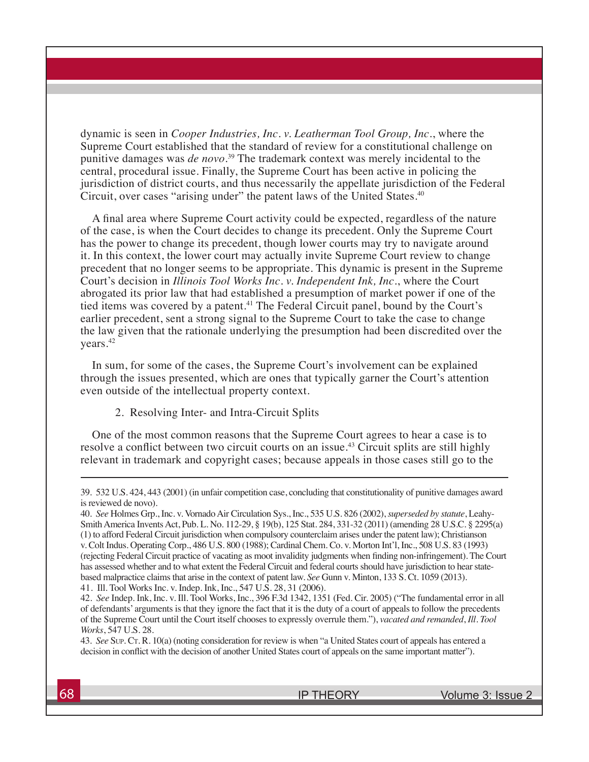dynamic is seen in *Cooper Industries, Inc. v. Leatherman Tool Group, Inc.*, where the Supreme Court established that the standard of review for a constitutional challenge on punitive damages was *de novo*.[39] The trademark context was merely incidental to the central, procedural issue. Finally, the Supreme Court has been active in policing the jurisdiction of district courts, and thus necessarily the appellate jurisdiction of the Federal Circuit, over cases "arising under" the patent laws of the United States.[40]

A final area where Supreme Court activity could be expected, regardless of the nature of the case, is when the Court decides to change its precedent. Only the Supreme Court has the power to change its precedent, though lower courts may try to navigate around it. In this context, the lower court may actually invite Supreme Court review to change precedent that no longer seems to be appropriate. This dynamic is present in the Supreme Court's decision in *Illinois Tool Works Inc. v. Independent Ink, Inc.*, where the Court abrogated its prior law that had established a presumption of market power if one of the tied items was covered by a patent.[41] The Federal Circuit panel, bound by the Court's earlier precedent, sent a strong signal to the Supreme Court to take the case to change the law given that the rationale underlying the presumption had been discredited over the years.[42]

In sum, for some of the cases, the Supreme Court's involvement can be explained through the issues presented, which are ones that typically garner the Court's attention even outside of the intellectual property context.

2. Resolving Inter- and Intra-Circuit Splits

One of the most common reasons that the Supreme Court agrees to hear a case is to resolve a conflict between two circuit courts on an issue.[43] Circuit splits are still highly relevant in trademark and copyright cases; because appeals in those cases still go to the

---

39. 532 U.S. 424, 443 (2001) (in unfair competition case, concluding that constitutionality of punitive damages award is reviewed de novo).

40. *See* Holmes Grp., Inc. v. Vornado Air Circulation Sys., Inc., 535 U.S. 826 (2002), *superseded by statute*, Leahy-Smith America Invents Act, Pub. L. No. 112-29, § 19(b), 125 Stat. 284, 331-32 (2011) (amending 28 U.S.C. § 2295(a)(1) to afford Federal Circuit jurisdiction when compulsory counterclaim arises under the patent law); Christianson v. Colt Indus. Operating Corp., 486 U.S. 800 (1988); Cardinal Chem. Co. v. Morton Int'l, Inc., 508 U.S. 83 (1993) (rejecting Federal Circuit practice of vacating as moot invalidity judgments when finding non-infringement). The Court has assessed whether and to what extent the Federal Circuit and federal courts should have jurisdiction to hear state-based malpractice claims that arise in the context of patent law. *See* Gunn v. Minton, 133 S. Ct. 1059 (2013).

41. Ill. Tool Works Inc. v. Indep. Ink, Inc., 547 U.S. 28, 31 (2006).

42. *See* Indep. Ink, Inc. v. Ill. Tool Works, Inc., 396 F.3d 1342, 1351 (Fed. Cir. 2005) ("The fundamental error in all of defendants' arguments is that they ignore the fact that it is the duty of a court of appeals to follow the precedents of the Supreme Court until the Court itself chooses to expressly overrule them."), *vacated and remanded*, *Ill. Tool Works*, 547 U.S. 28.

43. *See* Sup. Ct. R. 10(a) (noting consideration for review is when "a United States court of appeals has entered a decision in conflict with the decision of another United States court of appeals on the same important matter").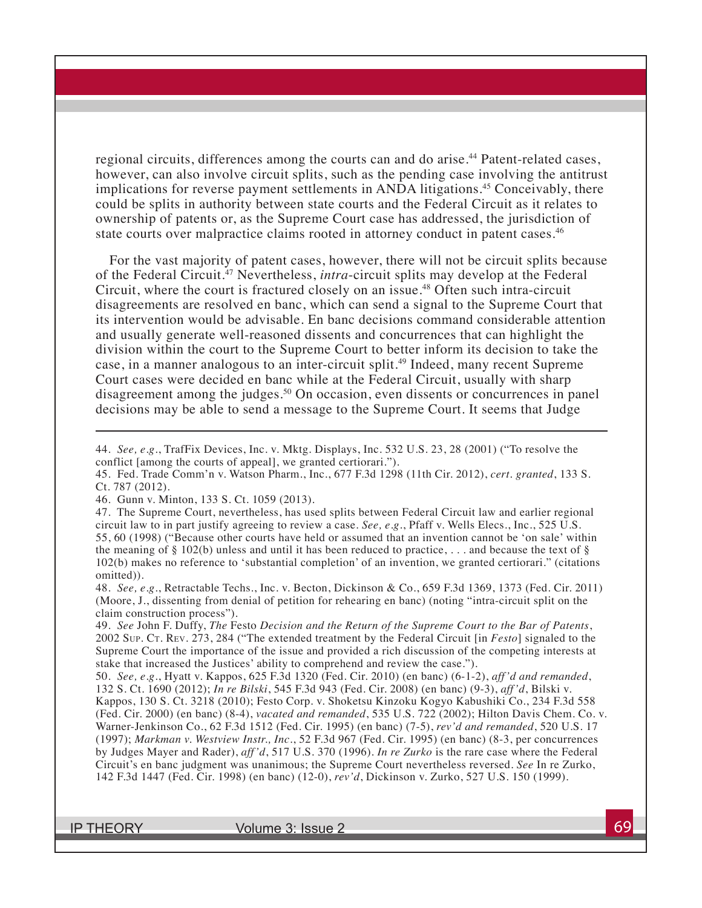regional circuits, differences among the courts can and do arise.[44] Patent-related cases, however, can also involve circuit splits, such as the pending case involving the antitrust implications for reverse payment settlements in ANDA litigations.[45] Conceivably, there could be splits in authority between state courts and the Federal Circuit as it relates to ownership of patents or, as the Supreme Court case has addressed, the jurisdiction of state courts over malpractice claims rooted in attorney conduct in patent cases.[46]

For the vast majority of patent cases, however, there will not be circuit splits because of the Federal Circuit.[47] Nevertheless, *intra*-circuit splits may develop at the Federal Circuit, where the court is fractured closely on an issue.[48] Often such intra-circuit disagreements are resolved en banc, which can send a signal to the Supreme Court that its intervention would be advisable. En banc decisions command considerable attention and usually generate well-reasoned dissents and concurrences that can highlight the division within the court to the Supreme Court to better inform its decision to take the case, in a manner analogous to an inter-circuit split.[49] Indeed, many recent Supreme Court cases were decided en banc while at the Federal Circuit, usually with sharp disagreement among the judges.[50] On occasion, even dissents or concurrences in panel decisions may be able to send a message to the Supreme Court. It seems that Judge

---

44. *See, e.g.*, TrafFix Devices, Inc. v. Mktg. Displays, Inc. 532 U.S. 23, 28 (2001) ("To resolve the conflict [among the courts of appeal], we granted certiorari.").

45. Fed. Trade Comm'n v. Watson Pharm., Inc., 677 F.3d 1298 (11th Cir. 2012), *cert. granted*, 133 S. Ct. 787 (2012).

46. Gunn v. Minton, 133 S. Ct. 1059 (2013).

47. The Supreme Court, nevertheless, has used splits between Federal Circuit law and earlier regional circuit law to in part justify agreeing to review a case. *See, e.g.*, Pfaff v. Wells Elecs., Inc., 525 U.S. 55, 60 (1998) ("Because other courts have held or assumed that an invention cannot be 'on sale' within the meaning of § 102(b) unless and until it has been reduced to practice, . . . and because the text of § 102(b) makes no reference to 'substantial completion' of an invention, we granted certiorari." (citations omitted)).

48. *See, e.g.*, Retractable Techs., Inc. v. Becton, Dickinson & Co., 659 F.3d 1369, 1373 (Fed. Cir. 2011) (Moore, J., dissenting from denial of petition for rehearing en banc) (noting "intra-circuit split on the claim construction process").

49. *See* John F. Duffy, *The* Festo *Decision and the Return of the Supreme Court to the Bar of Patents*, 2002 Sup. Ct. Rev. 273, 284 ("The extended treatment by the Federal Circuit [in *Festo*] signaled to the Supreme Court the importance of the issue and provided a rich discussion of the competing interests at stake that increased the Justices' ability to comprehend and review the case.").

50. *See, e.g.*, Hyatt v. Kappos, 625 F.3d 1320 (Fed. Cir. 2010) (en banc) (6-1-2), *aff'd and remanded*, 132 S. Ct. 1690 (2012); *In re Bilski*, 545 F.3d 943 (Fed. Cir. 2008) (en banc) (9-3), *aff'd*, Bilski v. Kappos, 130 S. Ct. 3218 (2010); Festo Corp. v. Shoketsu Kinzoku Kogyo Kabushiki Co., 234 F.3d 558 (Fed. Cir. 2000) (en banc) (8-4), *vacated and remanded*, 535 U.S. 722 (2002); Hilton Davis Chem. Co. v. Warner-Jenkinson Co., 62 F.3d 1512 (Fed. Cir. 1995) (en banc) (7-5), *rev'd and remanded*, 520 U.S. 17 (1997); *Markman v. Westview Instr., Inc.*, 52 F.3d 967 (Fed. Cir. 1995) (en banc) (8-3, per concurrences by Judges Mayer and Rader), *aff'd*, 517 U.S. 370 (1996). *In re Zurko* is the rare case where the Federal Circuit's en banc judgment was unanimous; the Supreme Court nevertheless reversed. *See* In re Zurko, 142 F.3d 1447 (Fed. Cir. 1998) (en banc) (12-0), *rev'd*, Dickinson v. Zurko, 527 U.S. 150 (1999).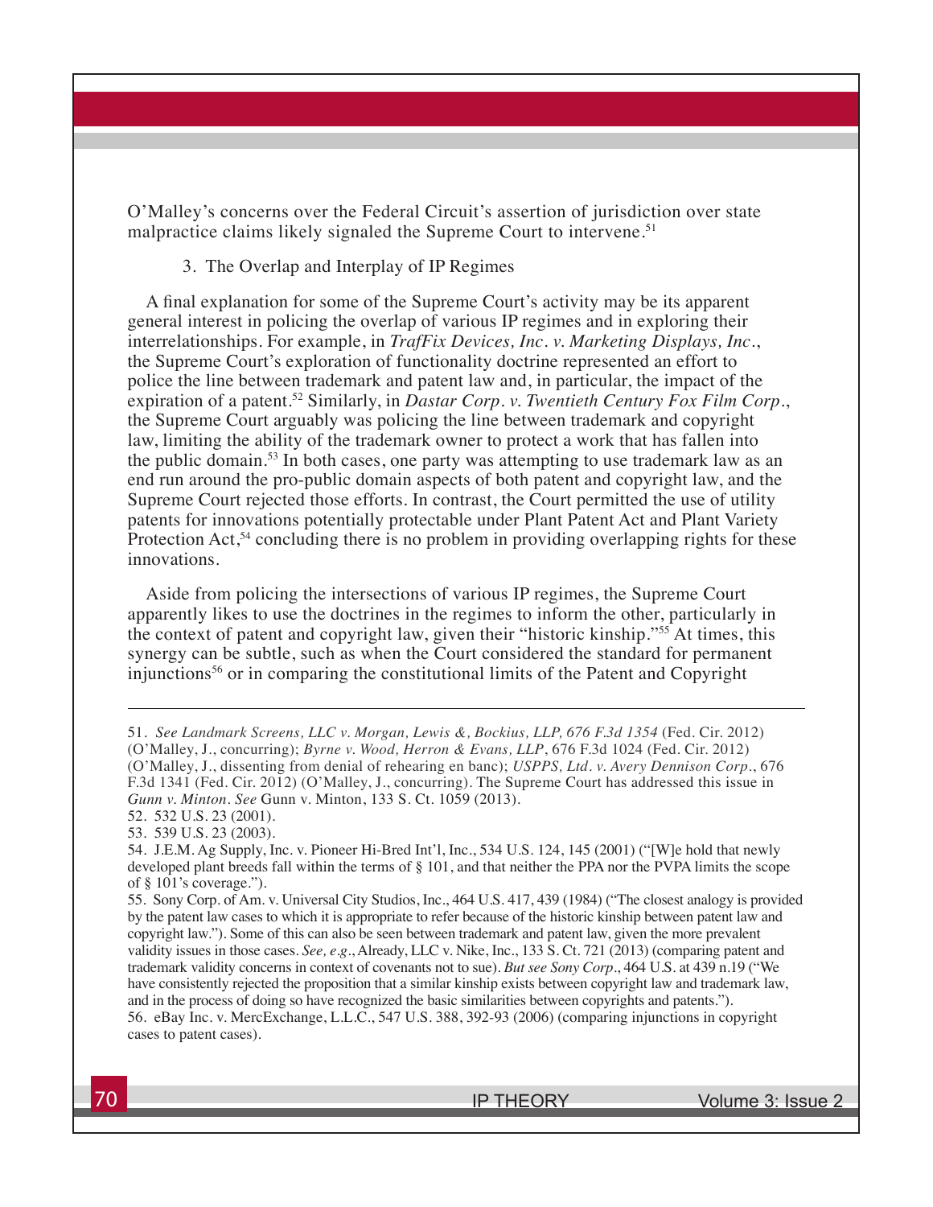O'Malley's concerns over the Federal Circuit's assertion of jurisdiction over state malpractice claims likely signaled the Supreme Court to intervene.[51]

### 3. The Overlap and Interplay of IP Regimes

A final explanation for some of the Supreme Court's activity may be its apparent general interest in policing the overlap of various IP regimes and in exploring their interrelationships. For example, in *TrafFix Devices, Inc. v. Marketing Displays, Inc.*, the Supreme Court's exploration of functionality doctrine represented an effort to police the line between trademark and patent law and, in particular, the impact of the expiration of a patent.[52] Similarly, in *Dastar Corp. v. Twentieth Century Fox Film Corp.*, the Supreme Court arguably was policing the line between trademark and copyright law, limiting the ability of the trademark owner to protect a work that has fallen into the public domain.[53] In both cases, one party was attempting to use trademark law as an end run around the pro-public domain aspects of both patent and copyright law, and the Supreme Court rejected those efforts. In contrast, the Court permitted the use of utility patents for innovations potentially protectable under Plant Patent Act and Plant Variety Protection Act,[54] concluding there is no problem in providing overlapping rights for these innovations.

Aside from policing the intersections of various IP regimes, the Supreme Court apparently likes to use the doctrines in the regimes to inform the other, particularly in the context of patent and copyright law, given their "historic kinship."[55] At times, this synergy can be subtle, such as when the Court considered the standard for permanent injunctions[56] or in comparing the constitutional limits of the Patent and Copyright

---

51. *See Landmark Screens, LLC v. Morgan, Lewis &, Bockius, LLP, 676 F.3d 1354* (Fed. Cir. 2012) (O'Malley, J., concurring); *Byrne v. Wood, Herron & Evans, LLP*, 676 F.3d 1024 (Fed. Cir. 2012) (O'Malley, J., dissenting from denial of rehearing en banc); *USPPS, Ltd. v. Avery Dennison Corp.*, 676 F.3d 1341 (Fed. Cir. 2012) (O'Malley, J., concurring). The Supreme Court has addressed this issue in *Gunn v. Minton*. *See* Gunn v. Minton, 133 S. Ct. 1059 (2013).

52. 532 U.S. 23 (2001).

53. 539 U.S. 23 (2003).

54. J.E.M. Ag Supply, Inc. v. Pioneer Hi-Bred Int'l, Inc., 534 U.S. 124, 145 (2001) ("[W]e hold that newly developed plant breeds fall within the terms of § 101, and that neither the PPA nor the PVPA limits the scope of § 101's coverage.").

55. Sony Corp. of Am. v. Universal City Studios, Inc., 464 U.S. 417, 439 (1984) ("The closest analogy is provided by the patent law cases to which it is appropriate to refer because of the historic kinship between patent law and copyright law."). Some of this can also be seen between trademark and patent law, given the more prevalent validity issues in those cases. *See, e.g.*, Already, LLC v. Nike, Inc., 133 S. Ct. 721 (2013) (comparing patent and trademark validity concerns in context of covenants not to sue). *But see Sony Corp.*, 464 U.S. at 439 n.19 ("We have consistently rejected the proposition that a similar kinship exists between copyright law and trademark law, and in the process of doing so have recognized the basic similarities between copyrights and patents.").

56. eBay Inc. v. MercExchange, L.L.C., 547 U.S. 388, 392-93 (2006) (comparing injunctions in copyright cases to patent cases).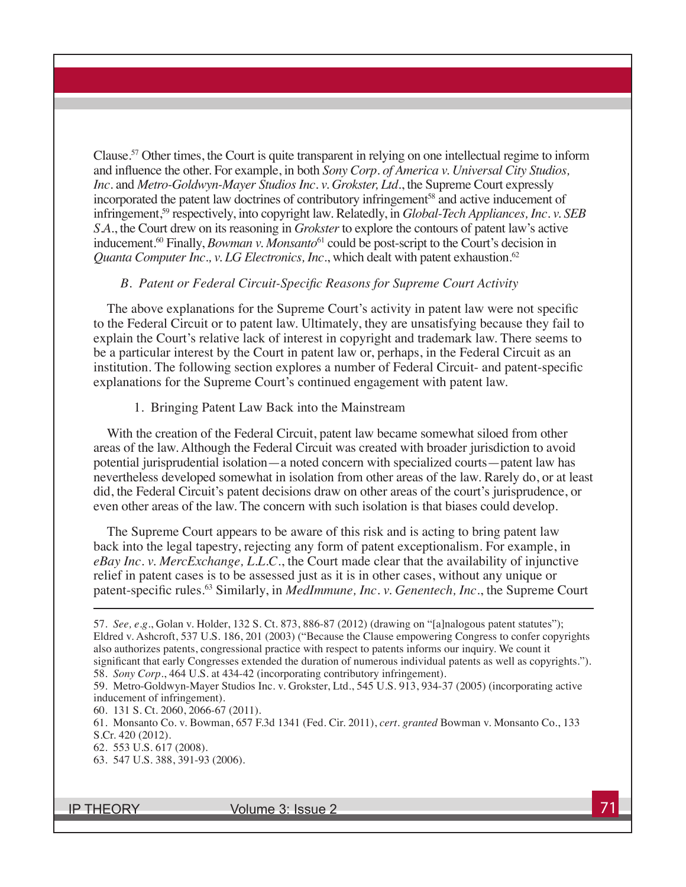Clause.[57] Other times, the Court is quite transparent in relying on one intellectual regime to inform and influence the other. For example, in both *Sony Corp. of America v. Universal City Studios, Inc.* and *Metro-Goldwyn-Mayer Studios Inc. v. Grokster, Ltd.*, the Supreme Court expressly incorporated the patent law doctrines of contributory infringement[58] and active inducement of infringement,[59] respectively, into copyright law. Relatedly, in *Global-Tech Appliances, Inc. v. SEB S.A.*, the Court drew on its reasoning in *Grokster* to explore the contours of patent law's active inducement.[60] Finally, *Bowman v. Monsanto*[61] could be post-script to the Court's decision in *Quanta Computer Inc., v. LG Electronics, Inc.*, which dealt with patent exhaustion.[62]

### *B. Patent or Federal Circuit-Specific Reasons for Supreme Court Activity*

The above explanations for the Supreme Court's activity in patent law were not specific to the Federal Circuit or to patent law. Ultimately, they are unsatisfying because they fail to explain the Court's relative lack of interest in copyright and trademark law. There seems to be a particular interest by the Court in patent law or, perhaps, in the Federal Circuit as an institution. The following section explores a number of Federal Circuit- and patent-specific explanations for the Supreme Court's continued engagement with patent law.

#### 1. Bringing Patent Law Back into the Mainstream

With the creation of the Federal Circuit, patent law became somewhat siloed from other areas of the law. Although the Federal Circuit was created with broader jurisdiction to avoid potential jurisprudential isolation—a noted concern with specialized courts—patent law has nevertheless developed somewhat in isolation from other areas of the law. Rarely do, or at least did, the Federal Circuit's patent decisions draw on other areas of the court's jurisprudence, or even other areas of the law. The concern with such isolation is that biases could develop.

The Supreme Court appears to be aware of this risk and is acting to bring patent law back into the legal tapestry, rejecting any form of patent exceptionalism. For example, in *eBay Inc. v. MercExchange, L.L.C.*, the Court made clear that the availability of injunctive relief in patent cases is to be assessed just as it is in other cases, without any unique or patent-specific rules.[63] Similarly, in *MedImmune, Inc. v. Genentech, Inc.*, the Supreme Court

---

57. *See, e.g.*, Golan v. Holder, 132 S. Ct. 873, 886-87 (2012) (drawing on "[a]nalogous patent statutes"); Eldred v. Ashcroft, 537 U.S. 186, 201 (2003) ("Because the Clause empowering Congress to confer copyrights also authorizes patents, congressional practice with respect to patents informs our inquiry. We count it significant that early Congresses extended the duration of numerous individual patents as well as copyrights.").

58. *Sony Corp.*, 464 U.S. at 434-42 (incorporating contributory infringement).

59. Metro-Goldwyn-Mayer Studios Inc. v. Grokster, Ltd., 545 U.S. 913, 934-37 (2005) (incorporating active inducement of infringement).

60. 131 S. Ct. 2060, 2066-67 (2011).

61. Monsanto Co. v. Bowman, 657 F.3d 1341 (Fed. Cir. 2011), *cert. granted* Bowman v. Monsanto Co., 133 S.Cr. 420 (2012).

62. 553 U.S. 617 (2008).

63. 547 U.S. 388, 391-93 (2006).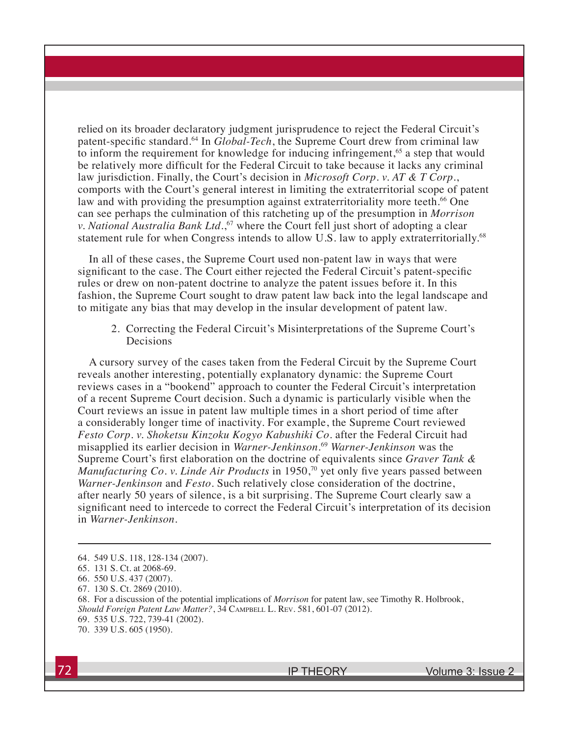relied on its broader declaratory judgment jurisprudence to reject the Federal Circuit's patent-specific standard.[64] In *Global-Tech*, the Supreme Court drew from criminal law to inform the requirement for knowledge for inducing infringement,[65] a step that would be relatively more difficult for the Federal Circuit to take because it lacks any criminal law jurisdiction. Finally, the Court's decision in *Microsoft Corp. v. AT & T Corp.*, comports with the Court's general interest in limiting the extraterritorial scope of patent law and with providing the presumption against extraterritoriality more teeth.[66] One can see perhaps the culmination of this ratcheting up of the presumption in *Morrison v. National Australia Bank Ltd.*,[67] where the Court fell just short of adopting a clear statement rule for when Congress intends to allow U.S. law to apply extraterritorially.[68]

In all of these cases, the Supreme Court used non-patent law in ways that were significant to the case. The Court either rejected the Federal Circuit's patent-specific rules or drew on non-patent doctrine to analyze the patent issues before it. In this fashion, the Supreme Court sought to draw patent law back into the legal landscape and to mitigate any bias that may develop in the insular development of patent law.

2. Correcting the Federal Circuit's Misinterpretations of the Supreme Court's Decisions

A cursory survey of the cases taken from the Federal Circuit by the Supreme Court reveals another interesting, potentially explanatory dynamic: the Supreme Court reviews cases in a "bookend" approach to counter the Federal Circuit's interpretation of a recent Supreme Court decision. Such a dynamic is particularly visible when the Court reviews an issue in patent law multiple times in a short period of time after a considerably longer time of inactivity. For example, the Supreme Court reviewed *Festo Corp. v. Shoketsu Kinzoku Kogyo Kabushiki Co.* after the Federal Circuit had misapplied its earlier decision in *Warner-Jenkinson*.[69] *Warner-Jenkinson* was the Supreme Court's first elaboration on the doctrine of equivalents since *Graver Tank & Manufacturing Co. v. Linde Air Products* in 1950,[70] yet only five years passed between *Warner-Jenkinson* and *Festo*. Such relatively close consideration of the doctrine, after nearly 50 years of silence, is a bit surprising. The Supreme Court clearly saw a significant need to intercede to correct the Federal Circuit's interpretation of its decision in *Warner-Jenkinson*.

---

64. 549 U.S. 118, 128-134 (2007).
65. 131 S. Ct. at 2068-69.
66. 550 U.S. 437 (2007).
67. 130 S. Ct. 2869 (2010).
68. For a discussion of the potential implications of *Morrison* for patent law, see Timothy R. Holbrook, *Should Foreign Patent Law Matter?*, 34 Campbell L. Rev. 581, 601-07 (2012).
69. 535 U.S. 722, 739-41 (2002).
70. 339 U.S. 605 (1950).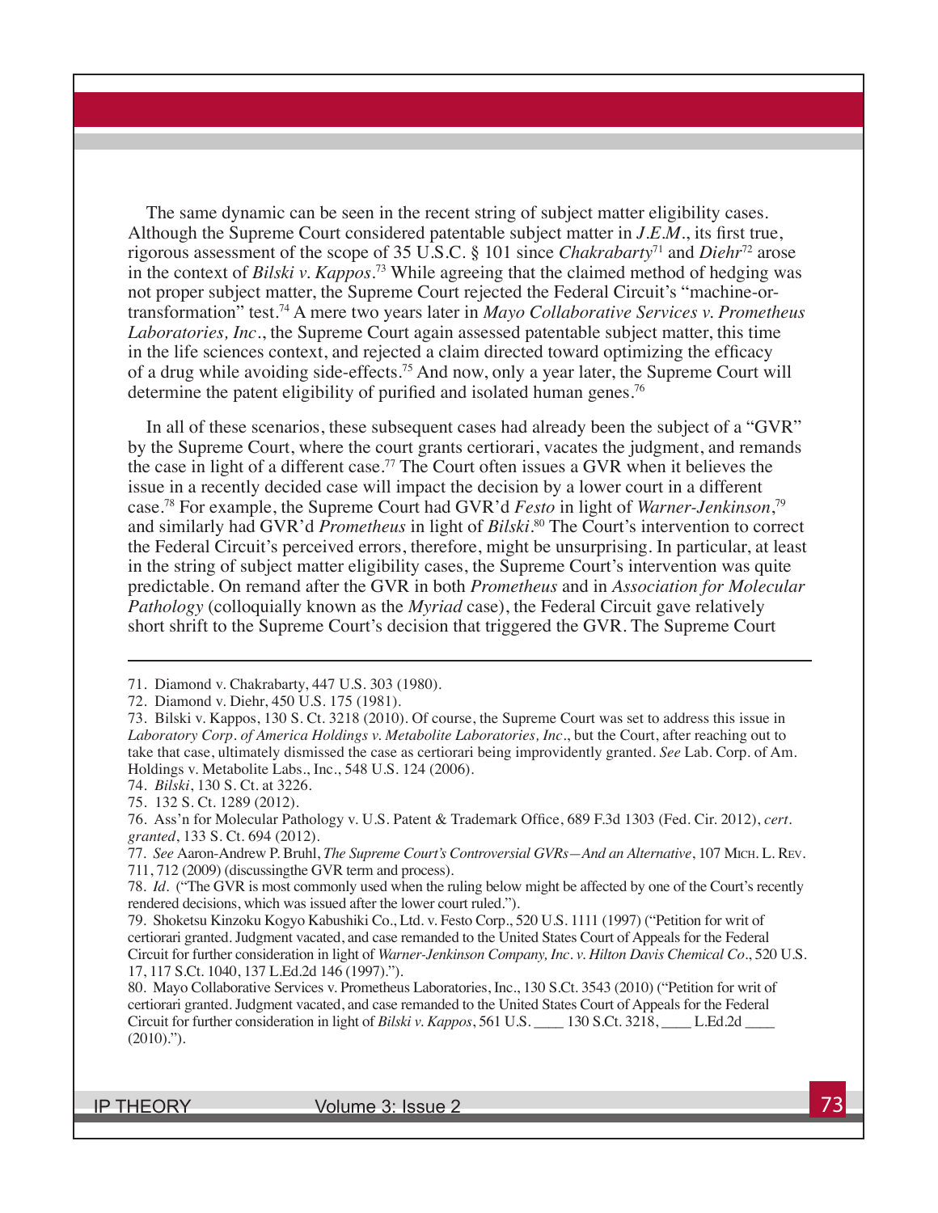The same dynamic can be seen in the recent string of subject matter eligibility cases. Although the Supreme Court considered patentable subject matter in *J.E.M.*, its first true, rigorous assessment of the scope of 35 U.S.C. § 101 since *Chakrabarty*[71] and *Diehr*[72] arose in the context of *Bilski v. Kappos*.[73] While agreeing that the claimed method of hedging was not proper subject matter, the Supreme Court rejected the Federal Circuit's "machine-or-transformation" test.[74] A mere two years later in *Mayo Collaborative Services v. Prometheus Laboratories, Inc*., the Supreme Court again assessed patentable subject matter, this time in the life sciences context, and rejected a claim directed toward optimizing the efficacy of a drug while avoiding side-effects.[75] And now, only a year later, the Supreme Court will determine the patent eligibility of purified and isolated human genes.[76]

In all of these scenarios, these subsequent cases had already been the subject of a "GVR" by the Supreme Court, where the court grants certiorari, vacates the judgment, and remands the case in light of a different case.[77] The Court often issues a GVR when it believes the issue in a recently decided case will impact the decision by a lower court in a different case.[78] For example, the Supreme Court had GVR'd *Festo* in light of *Warner-Jenkinson*,[79] and similarly had GVR'd *Prometheus* in light of *Bilski*.[80] The Court's intervention to correct the Federal Circuit's perceived errors, therefore, might be unsurprising. In particular, at least in the string of subject matter eligibility cases, the Supreme Court's intervention was quite predictable. On remand after the GVR in both *Prometheus* and in *Association for Molecular Pathology* (colloquially known as the *Myriad* case), the Federal Circuit gave relatively short shrift to the Supreme Court's decision that triggered the GVR. The Supreme Court

---

71. Diamond v. Chakrabarty, 447 U.S. 303 (1980).

72. Diamond v. Diehr, 450 U.S. 175 (1981).

73. Bilski v. Kappos, 130 S. Ct. 3218 (2010). Of course, the Supreme Court was set to address this issue in *Laboratory Corp. of America Holdings v. Metabolite Laboratories, Inc*., but the Court, after reaching out to take that case, ultimately dismissed the case as certiorari being improvidently granted. *See* Lab. Corp. of Am. Holdings v. Metabolite Labs., Inc., 548 U.S. 124 (2006).

74. *Bilski*, 130 S. Ct. at 3226.

75. 132 S. Ct. 1289 (2012).

76. Ass'n for Molecular Pathology v. U.S. Patent & Trademark Office, 689 F.3d 1303 (Fed. Cir. 2012), *cert. granted*, 133 S. Ct. 694 (2012).

77. *See* Aaron-Andrew P. Bruhl, *The Supreme Court's Controversial GVRs—And an Alternative*, 107 Mich. L. Rev. 711, 712 (2009) (discussingthe GVR term and process).

78. *Id*. ("The GVR is most commonly used when the ruling below might be affected by one of the Court's recently rendered decisions, which was issued after the lower court ruled.").

79. Shoketsu Kinzoku Kogyo Kabushiki Co., Ltd. v. Festo Corp., 520 U.S. 1111 (1997) ("Petition for writ of certiorari granted. Judgment vacated, and case remanded to the United States Court of Appeals for the Federal Circuit for further consideration in light of *Warner-Jenkinson Company, Inc. v. Hilton Davis Chemical Co*., 520 U.S. 17, 117 S.Ct. 1040, 137 L.Ed.2d 146 (1997).").

80. Mayo Collaborative Services v. Prometheus Laboratories, Inc., 130 S.Ct. 3543 (2010) ("Petition for writ of certiorari granted. Judgment vacated, and case remanded to the United States Court of Appeals for the Federal Circuit for further consideration in light of *Bilski v. Kappos*, 561 U.S. ____ 130 S.Ct. 3218, ____ L.Ed.2d ____ (2010).").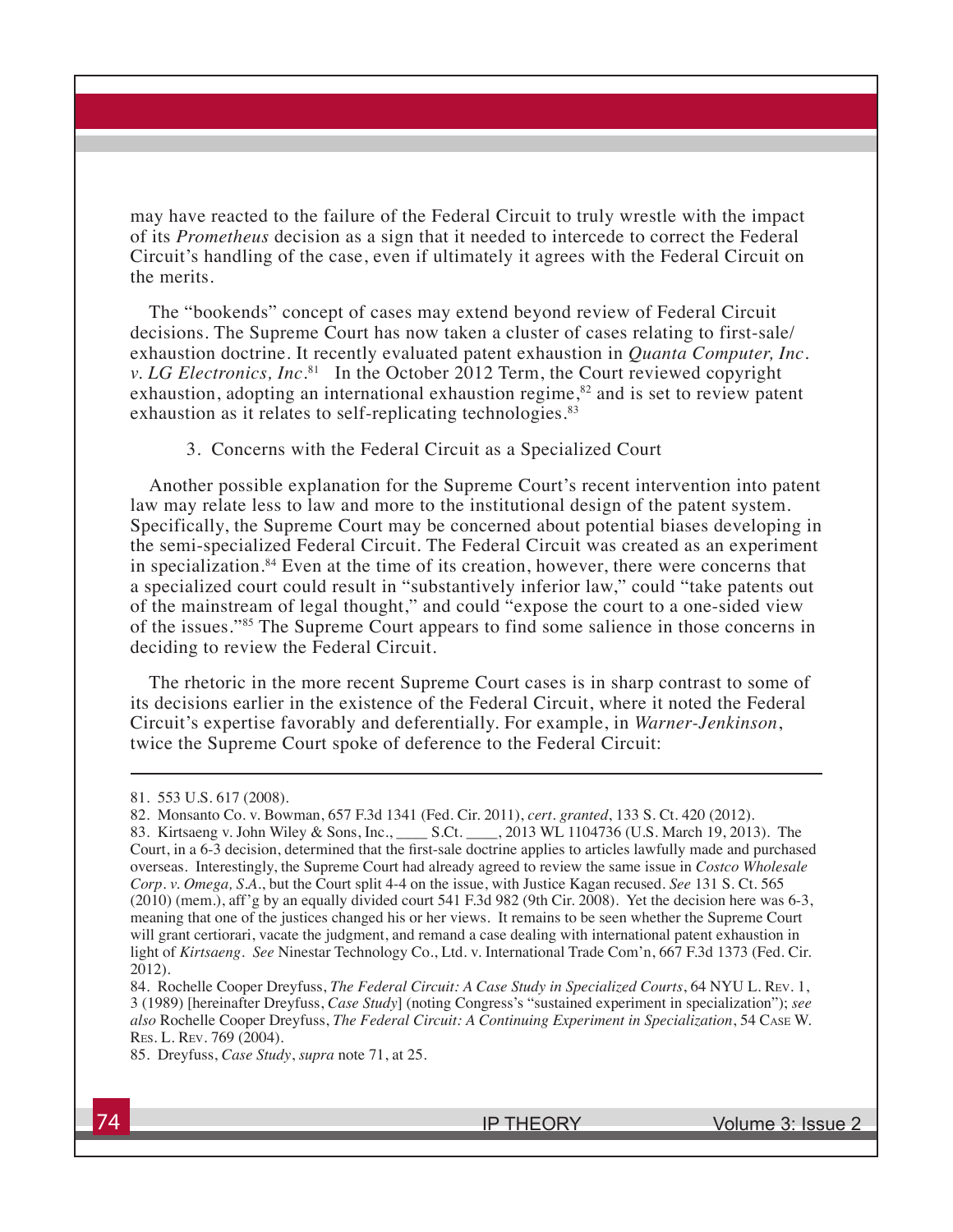may have reacted to the failure of the Federal Circuit to truly wrestle with the impact of its *Prometheus* decision as a sign that it needed to intercede to correct the Federal Circuit's handling of the case, even if ultimately it agrees with the Federal Circuit on the merits.

The "bookends" concept of cases may extend beyond review of Federal Circuit decisions. The Supreme Court has now taken a cluster of cases relating to first-sale/exhaustion doctrine. It recently evaluated patent exhaustion in *Quanta Computer, Inc. v. LG Electronics, Inc*.[81] In the October 2012 Term, the Court reviewed copyright exhaustion, adopting an international exhaustion regime,[82] and is set to review patent exhaustion as it relates to self-replicating technologies.[83]

### 3. Concerns with the Federal Circuit as a Specialized Court

Another possible explanation for the Supreme Court's recent intervention into patent law may relate less to law and more to the institutional design of the patent system. Specifically, the Supreme Court may be concerned about potential biases developing in the semi-specialized Federal Circuit. The Federal Circuit was created as an experiment in specialization.[84] Even at the time of its creation, however, there were concerns that a specialized court could result in "substantively inferior law," could "take patents out of the mainstream of legal thought," and could "expose the court to a one-sided view of the issues."[85] The Supreme Court appears to find some salience in those concerns in deciding to review the Federal Circuit.

The rhetoric in the more recent Supreme Court cases is in sharp contrast to some of its decisions earlier in the existence of the Federal Circuit, where it noted the Federal Circuit's expertise favorably and deferentially. For example, in *Warner-Jenkinson*, twice the Supreme Court spoke of deference to the Federal Circuit:

---

81. 553 U.S. 617 (2008).

82. Monsanto Co. v. Bowman, 657 F.3d 1341 (Fed. Cir. 2011), *cert. granted*, 133 S. Ct. 420 (2012).

83. Kirtsaeng v. John Wiley & Sons, Inc., ____ S.Ct. ____, 2013 WL 1104736 (U.S. March 19, 2013). The Court, in a 6-3 decision, determined that the first-sale doctrine applies to articles lawfully made and purchased overseas. Interestingly, the Supreme Court had already agreed to review the same issue in *Costco Wholesale Corp. v. Omega, S.A*., but the Court split 4-4 on the issue, with Justice Kagan recused. *See* 131 S. Ct. 565 (2010) (mem.), aff'g by an equally divided court 541 F.3d 982 (9th Cir. 2008). Yet the decision here was 6-3, meaning that one of the justices changed his or her views. It remains to be seen whether the Supreme Court will grant certiorari, vacate the judgment, and remand a case dealing with international patent exhaustion in light of *Kirtsaeng*. *See* Ninestar Technology Co., Ltd. v. International Trade Com'n, 667 F.3d 1373 (Fed. Cir. 2012).

84. Rochelle Cooper Dreyfuss, *The Federal Circuit: A Case Study in Specialized Courts*, 64 NYU L. Rev. 1, 3 (1989) [hereinafter Dreyfuss, *Case Study*] (noting Congress's "sustained experiment in specialization"); *see also* Rochelle Cooper Dreyfuss, *The Federal Circuit: A Continuing Experiment in Specialization*, 54 Case W. Res. L. Rev. 769 (2004).

85. Dreyfuss, *Case Study*, *supra* note 71, at 25.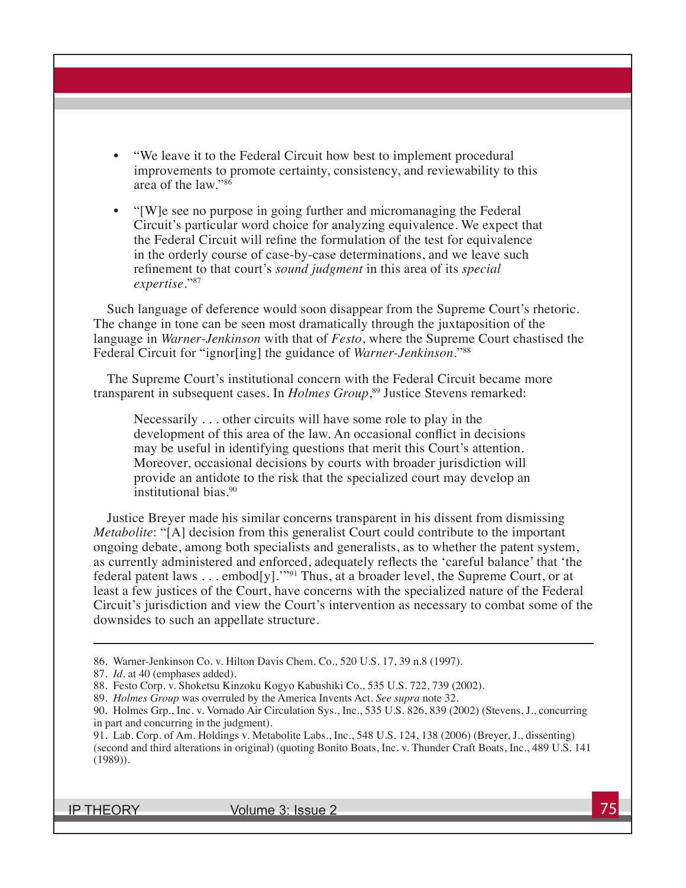- "We leave it to the Federal Circuit how best to implement procedural improvements to promote certainty, consistency, and reviewability to this area of the law."[86]

- "[W]e see no purpose in going further and micromanaging the Federal Circuit's particular word choice for analyzing equivalence. We expect that the Federal Circuit will refine the formulation of the test for equivalence in the orderly course of case-by-case determinations, and we leave such refinement to that court's *sound judgment* in this area of its *special expertise*."[87]

Such language of deference would soon disappear from the Supreme Court's rhetoric. The change in tone can be seen most dramatically through the juxtaposition of the language in *Warner-Jenkinson* with that of *Festo*, where the Supreme Court chastised the Federal Circuit for "ignor[ing] the guidance of *Warner-Jenkinson*."[88]

The Supreme Court's institutional concern with the Federal Circuit became more transparent in subsequent cases. In *Holmes Group*,[89] Justice Stevens remarked:

> Necessarily . . . other circuits will have some role to play in the development of this area of the law. An occasional conflict in decisions may be useful in identifying questions that merit this Court's attention. Moreover, occasional decisions by courts with broader jurisdiction will provide an antidote to the risk that the specialized court may develop an institutional bias.[90]

Justice Breyer made his similar concerns transparent in his dissent from dismissing *Metabolite*: "[A] decision from this generalist Court could contribute to the important ongoing debate, among both specialists and generalists, as to whether the patent system, as currently administered and enforced, adequately reflects the 'careful balance' that 'the federal patent laws . . . embod[y].'"[91] Thus, at a broader level, the Supreme Court, or at least a few justices of the Court, have concerns with the specialized nature of the Federal Circuit's jurisdiction and view the Court's intervention as necessary to combat some of the downsides to such an appellate structure.

---

86. Warner-Jenkinson Co. v. Hilton Davis Chem. Co., 520 U.S. 17, 39 n.8 (1997).

87. *Id*. at 40 (emphases added).

88. Festo Corp. v. Shoketsu Kinzoku Kogyo Kabushiki Co., 535 U.S. 722, 739 (2002).

89. *Holmes Group* was overruled by the America Invents Act. *See supra* note 32.

90. Holmes Grp., Inc. v. Vornado Air Circulation Sys., Inc., 535 U.S. 826, 839 (2002) (Stevens, J., concurring in part and concurring in the judgment).

91. Lab. Corp. of Am. Holdings v. Metabolite Labs., Inc., 548 U.S. 124, 138 (2006) (Breyer, J., dissenting) (second and third alterations in original) (quoting Bonito Boats, Inc. v. Thunder Craft Boats, Inc., 489 U.S. 141 (1989)).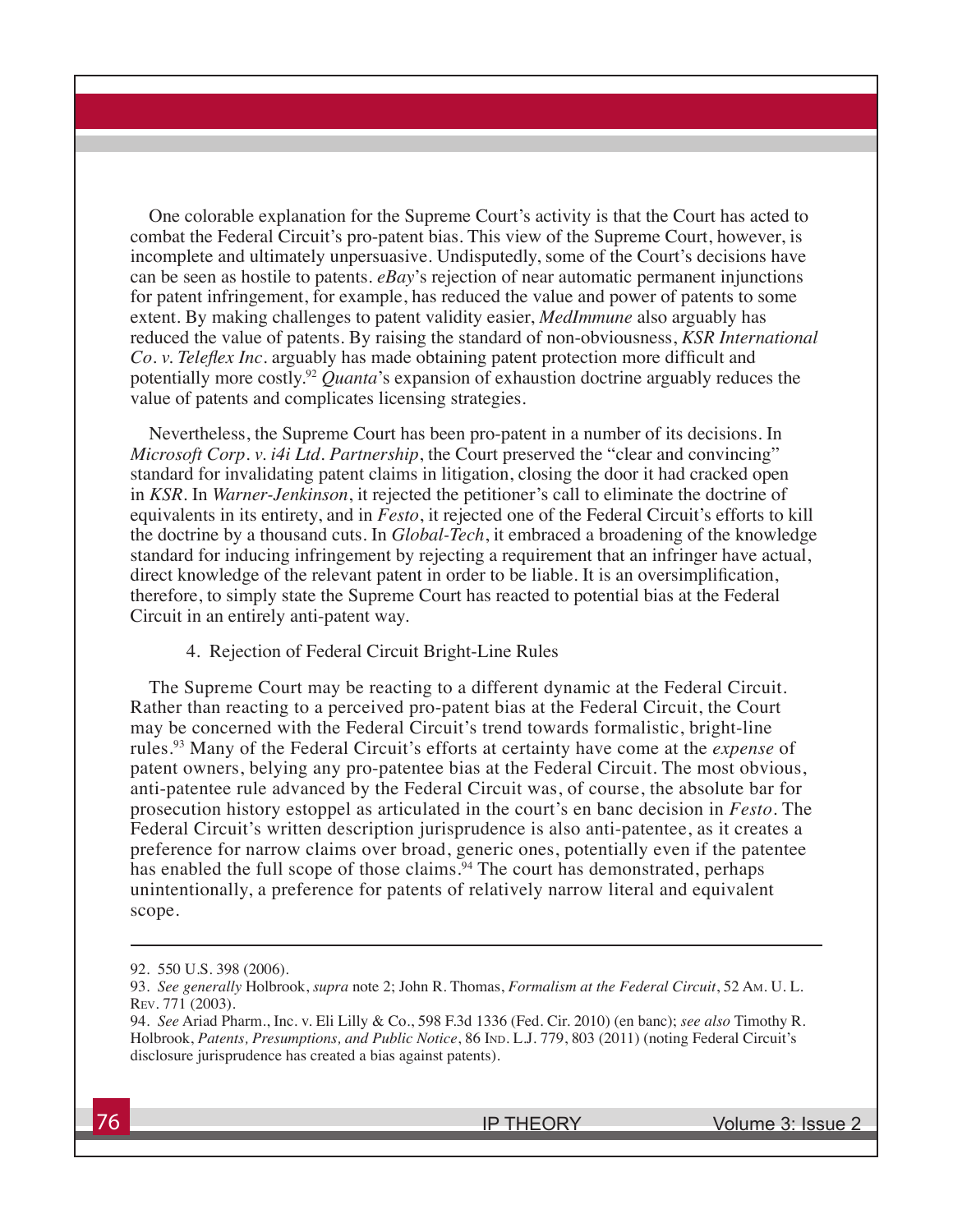One colorable explanation for the Supreme Court's activity is that the Court has acted to combat the Federal Circuit's pro-patent bias. This view of the Supreme Court, however, is incomplete and ultimately unpersuasive. Undisputedly, some of the Court's decisions have can be seen as hostile to patents. *eBay*'s rejection of near automatic permanent injunctions for patent infringement, for example, has reduced the value and power of patents to some extent. By making challenges to patent validity easier, *MedImmune* also arguably has reduced the value of patents. By raising the standard of non-obviousness, *KSR International Co. v. Teleflex Inc.* arguably has made obtaining patent protection more difficult and potentially more costly.[92] *Quanta*'s expansion of exhaustion doctrine arguably reduces the value of patents and complicates licensing strategies.

Nevertheless, the Supreme Court has been pro-patent in a number of its decisions. In *Microsoft Corp. v. i4i Ltd. Partnership*, the Court preserved the "clear and convincing" standard for invalidating patent claims in litigation, closing the door it had cracked open in *KSR*. In *Warner-Jenkinson*, it rejected the petitioner's call to eliminate the doctrine of equivalents in its entirety, and in *Festo*, it rejected one of the Federal Circuit's efforts to kill the doctrine by a thousand cuts. In *Global-Tech*, it embraced a broadening of the knowledge standard for inducing infringement by rejecting a requirement that an infringer have actual, direct knowledge of the relevant patent in order to be liable. It is an oversimplification, therefore, to simply state the Supreme Court has reacted to potential bias at the Federal Circuit in an entirely anti-patent way.

4. Rejection of Federal Circuit Bright-Line Rules

The Supreme Court may be reacting to a different dynamic at the Federal Circuit. Rather than reacting to a perceived pro-patent bias at the Federal Circuit, the Court may be concerned with the Federal Circuit's trend towards formalistic, bright-line rules.[93] Many of the Federal Circuit's efforts at certainty have come at the *expense* of patent owners, belying any pro-patentee bias at the Federal Circuit. The most obvious, anti-patentee rule advanced by the Federal Circuit was, of course, the absolute bar for prosecution history estoppel as articulated in the court's en banc decision in *Festo*. The Federal Circuit's written description jurisprudence is also anti-patentee, as it creates a preference for narrow claims over broad, generic ones, potentially even if the patentee has enabled the full scope of those claims.[94] The court has demonstrated, perhaps unintentionally, a preference for patents of relatively narrow literal and equivalent scope.

---

92. 550 U.S. 398 (2006).

93. *See generally* Holbrook, *supra* note 2; John R. Thomas, *Formalism at the Federal Circuit*, 52 Am. U. L. Rev. 771 (2003).

94. *See* Ariad Pharm., Inc. v. Eli Lilly & Co., 598 F.3d 1336 (Fed. Cir. 2010) (en banc); *see also* Timothy R. Holbrook, *Patents, Presumptions, and Public Notice*, 86 Ind. L.J. 779, 803 (2011) (noting Federal Circuit's disclosure jurisprudence has created a bias against patents).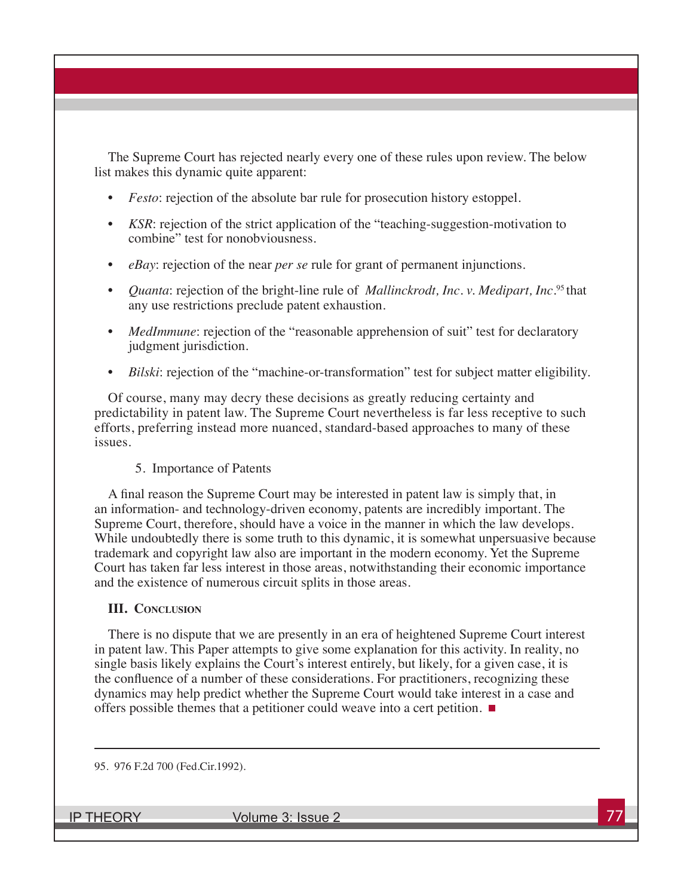The Supreme Court has rejected nearly every one of these rules upon review. The below list makes this dynamic quite apparent:

- *Festo*: rejection of the absolute bar rule for prosecution history estoppel.
- *KSR*: rejection of the strict application of the "teaching-suggestion-motivation to combine" test for nonobviousness.
- *eBay*: rejection of the near *per se* rule for grant of permanent injunctions.
- *Quanta*: rejection of the bright-line rule of *Mallinckrodt, Inc. v. Medipart, Inc.*[95] that any use restrictions preclude patent exhaustion.
- *MedImmune*: rejection of the "reasonable apprehension of suit" test for declaratory judgment jurisdiction.
- *Bilski*: rejection of the "machine-or-transformation" test for subject matter eligibility.

Of course, many may decry these decisions as greatly reducing certainty and predictability in patent law. The Supreme Court nevertheless is far less receptive to such efforts, preferring instead more nuanced, standard-based approaches to many of these issues.

5. Importance of Patents

A final reason the Supreme Court may be interested in patent law is simply that, in an information- and technology-driven economy, patents are incredibly important. The Supreme Court, therefore, should have a voice in the manner in which the law develops. While undoubtedly there is some truth to this dynamic, it is somewhat unpersuasive because trademark and copyright law also are important in the modern economy. Yet the Supreme Court has taken far less interest in those areas, notwithstanding their economic importance and the existence of numerous circuit splits in those areas.

## III. Conclusion

There is no dispute that we are presently in an era of heightened Supreme Court interest in patent law. This Paper attempts to give some explanation for this activity. In reality, no single basis likely explains the Court's interest entirely, but likely, for a given case, it is the confluence of a number of these considerations. For practitioners, recognizing these dynamics may help predict whether the Supreme Court would take interest in a case and offers possible themes that a petitioner could weave into a cert petition. ■

---

95. 976 F.2d 700 (Fed.Cir.1992).